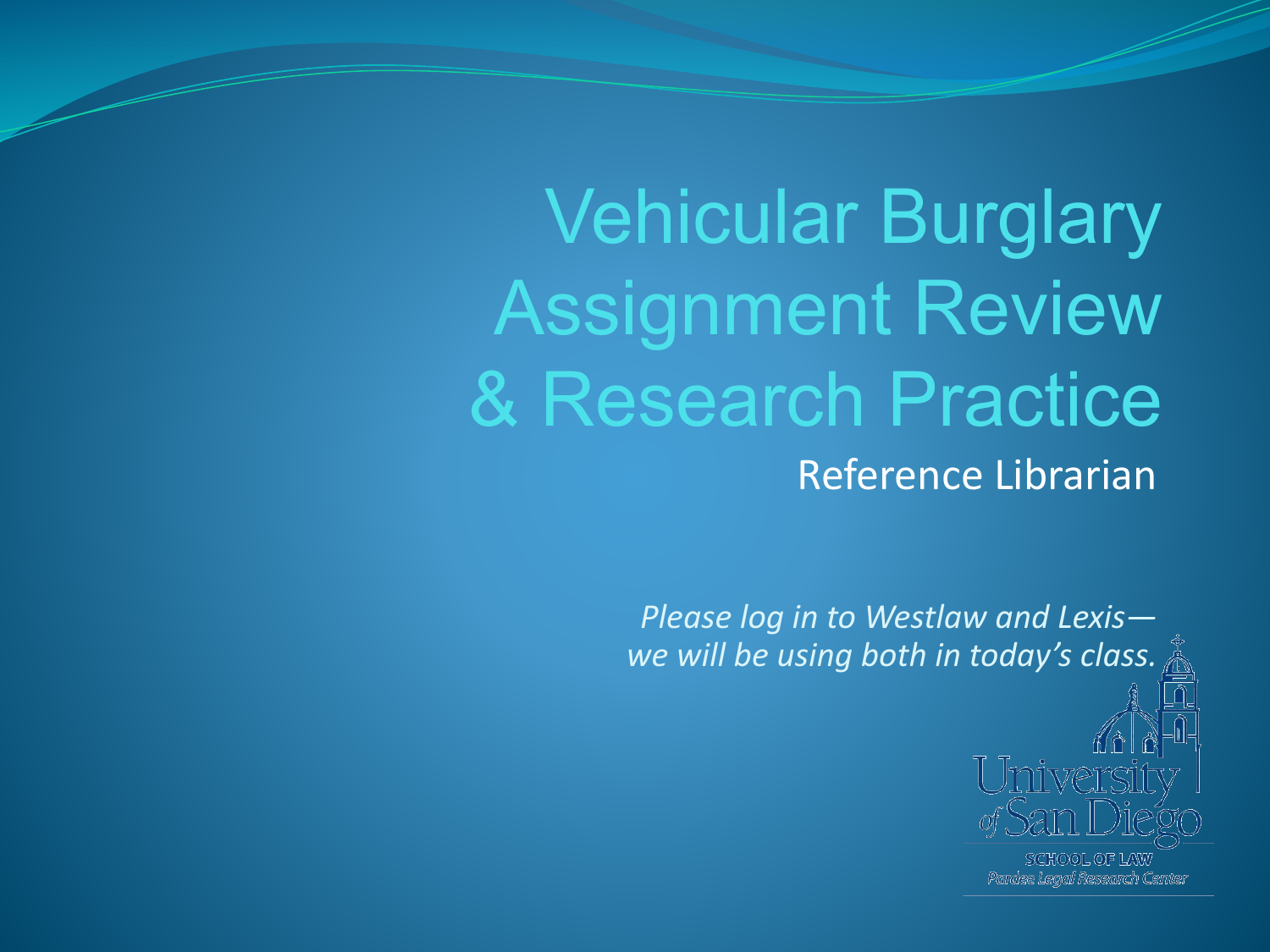# Vehicular Burglary Assignment Review & Research Practice

Reference Librarian

*Please log in to Westlaw and Lexis—we will be using both in today's class.*

University of San Diego
SCHOOL OF LAW
*Pardee Legal Research Center*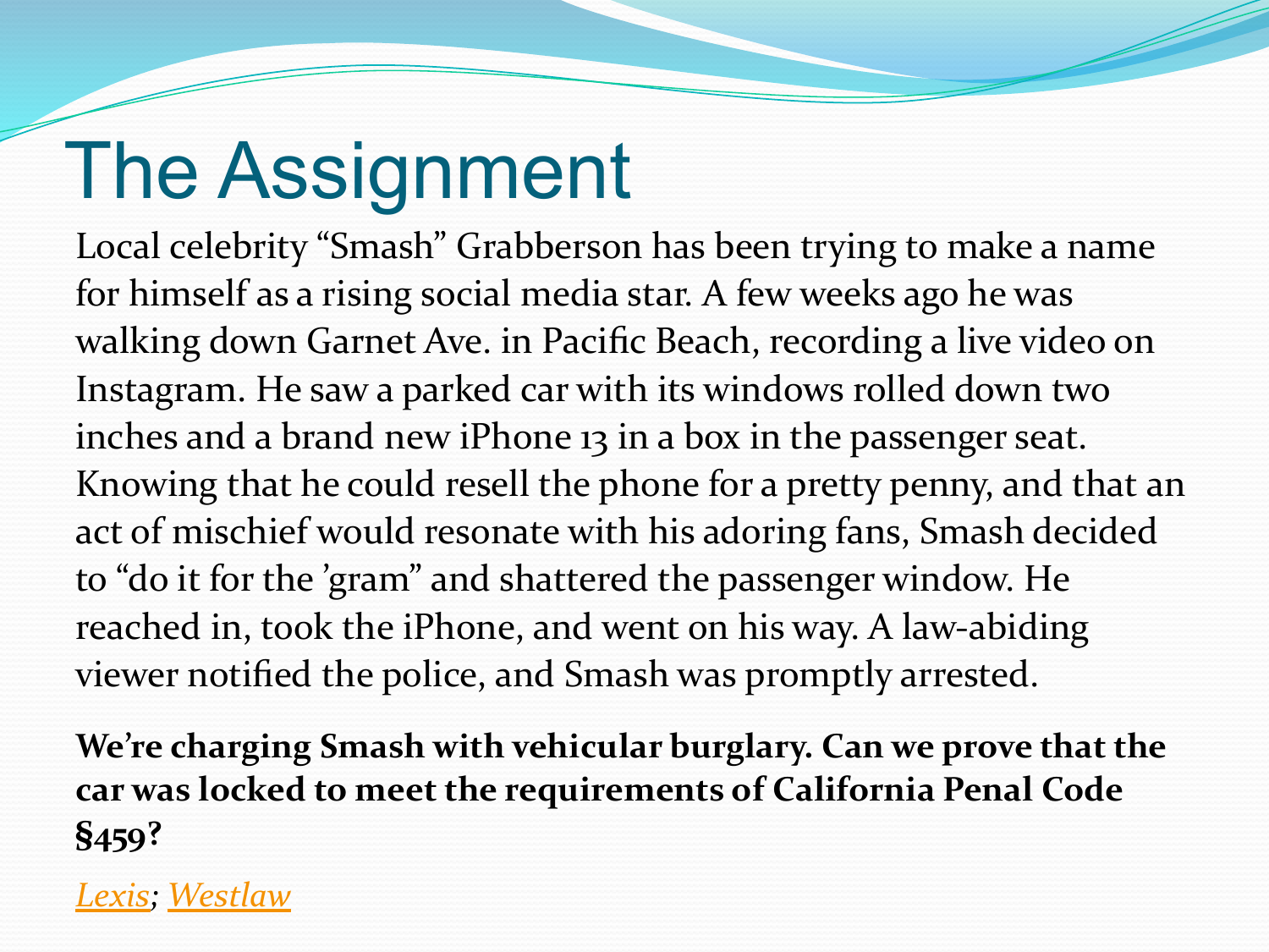# The Assignment

Local celebrity "Smash" Grabberson has been trying to make a name for himself as a rising social media star. A few weeks ago he was walking down Garnet Ave. in Pacific Beach, recording a live video on Instagram. He saw a parked car with its windows rolled down two inches and a brand new iPhone 13 in a box in the passenger seat. Knowing that he could resell the phone for a pretty penny, and that an act of mischief would resonate with his adoring fans, Smash decided to "do it for the 'gram" and shattered the passenger window. He reached in, took the iPhone, and went on his way. A law-abiding viewer notified the police, and Smash was promptly arrested.

**We're charging Smash with vehicular burglary. Can we prove that the car was locked to meet the requirements of California Penal Code §459?**

*Lexis*; *Westlaw*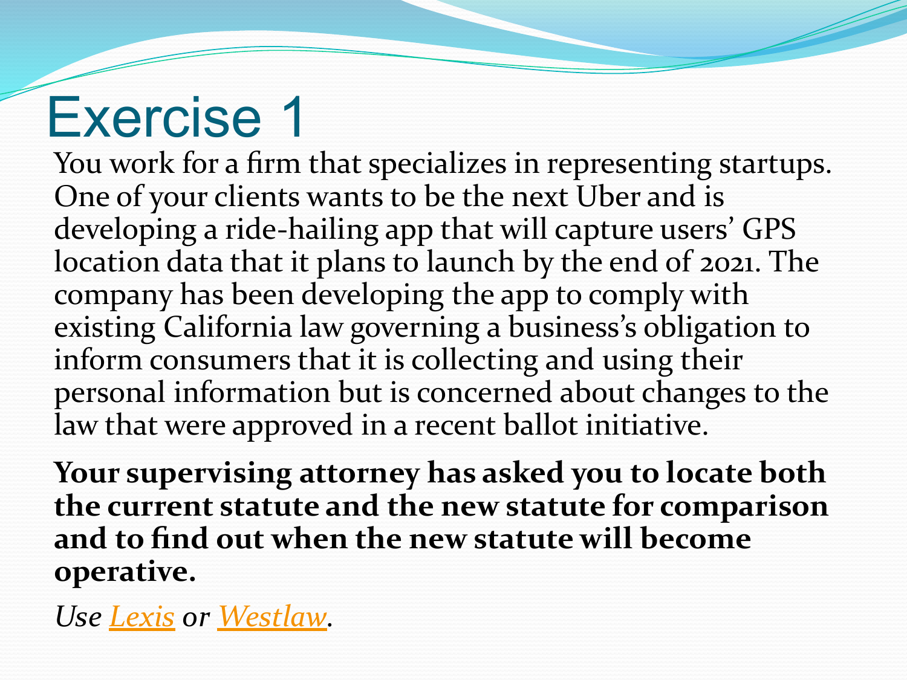# Exercise 1

You work for a firm that specializes in representing startups. One of your clients wants to be the next Uber and is developing a ride-hailing app that will capture users' GPS location data that it plans to launch by the end of 2021. The company has been developing the app to comply with existing California law governing a business's obligation to inform consumers that it is collecting and using their personal information but is concerned about changes to the law that were approved in a recent ballot initiative.

**Your supervising attorney has asked you to locate both the current statute and the new statute for comparison and to find out when the new statute will become operative.**

*Use Lexis or Westlaw.*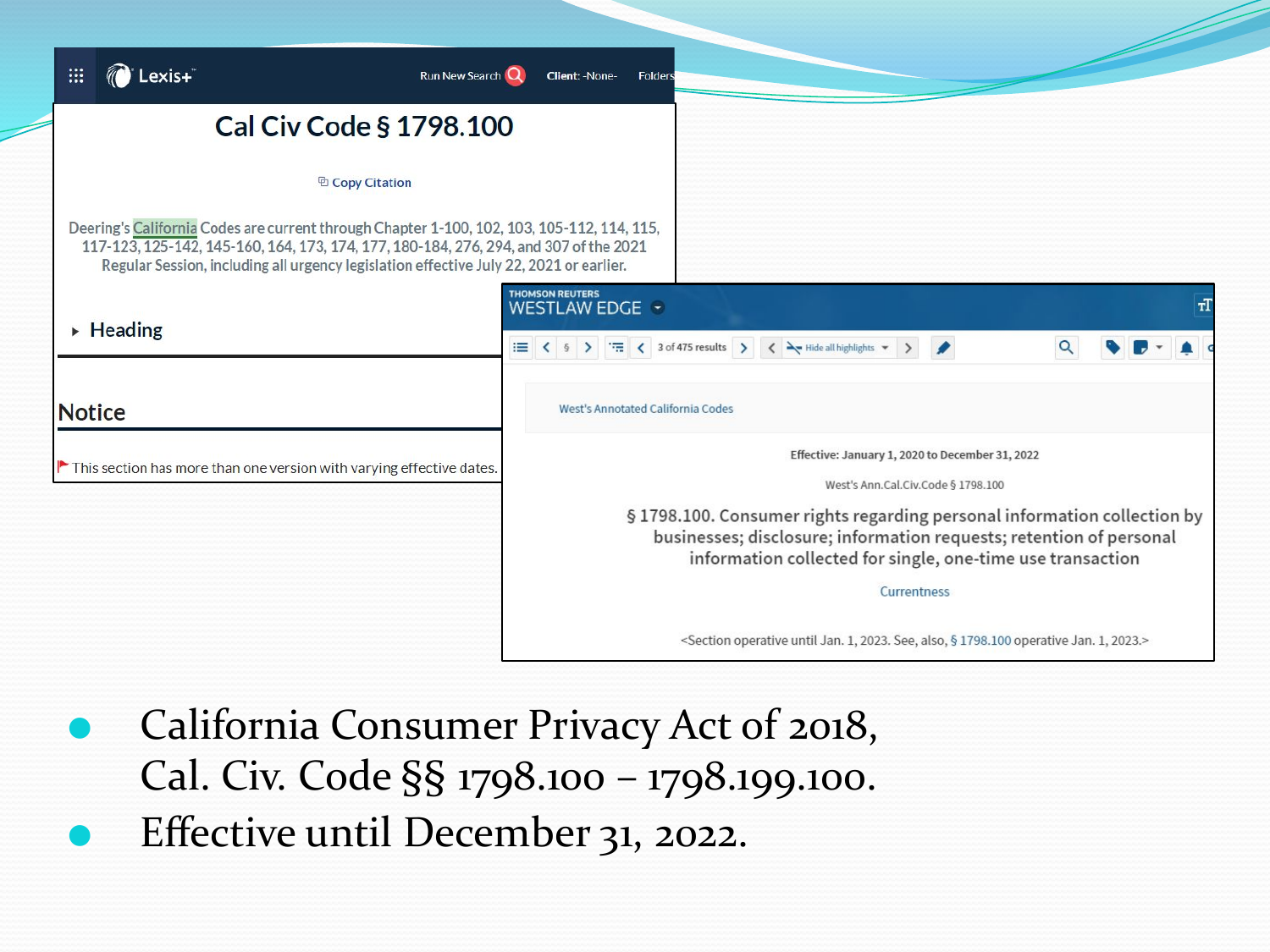Lexis+ | Run New Search | Client: -None- | Folders

# Cal Civ Code § 1798.100

Copy Citation

Deering's California Codes are current through Chapter 1-100, 102, 103, 105-112, 114, 115, 117-123, 125-142, 145-160, 164, 173, 174, 177, 180-184, 276, 294, and 307 of the 2021 Regular Session, including all urgency legislation effective July 22, 2021 or earlier.

Heading

## Notice

This section has more than one version with varying effective dates.

THOMSON REUTERS WESTLAW EDGE

3 of 475 results | Hide all highlights

West's Annotated California Codes

Effective: January 1, 2020 to December 31, 2022

West's Ann.Cal.Civ.Code § 1798.100

§ 1798.100. Consumer rights regarding personal information collection by businesses; disclosure; information requests; retention of personal information collected for single, one-time use transaction

Currentness

<Section operative until Jan. 1, 2023. See, also, § 1798.100 operative Jan. 1, 2023.>

- California Consumer Privacy Act of 2018, Cal. Civ. Code §§ 1798.100 – 1798.199.100.
- Effective until December 31, 2022.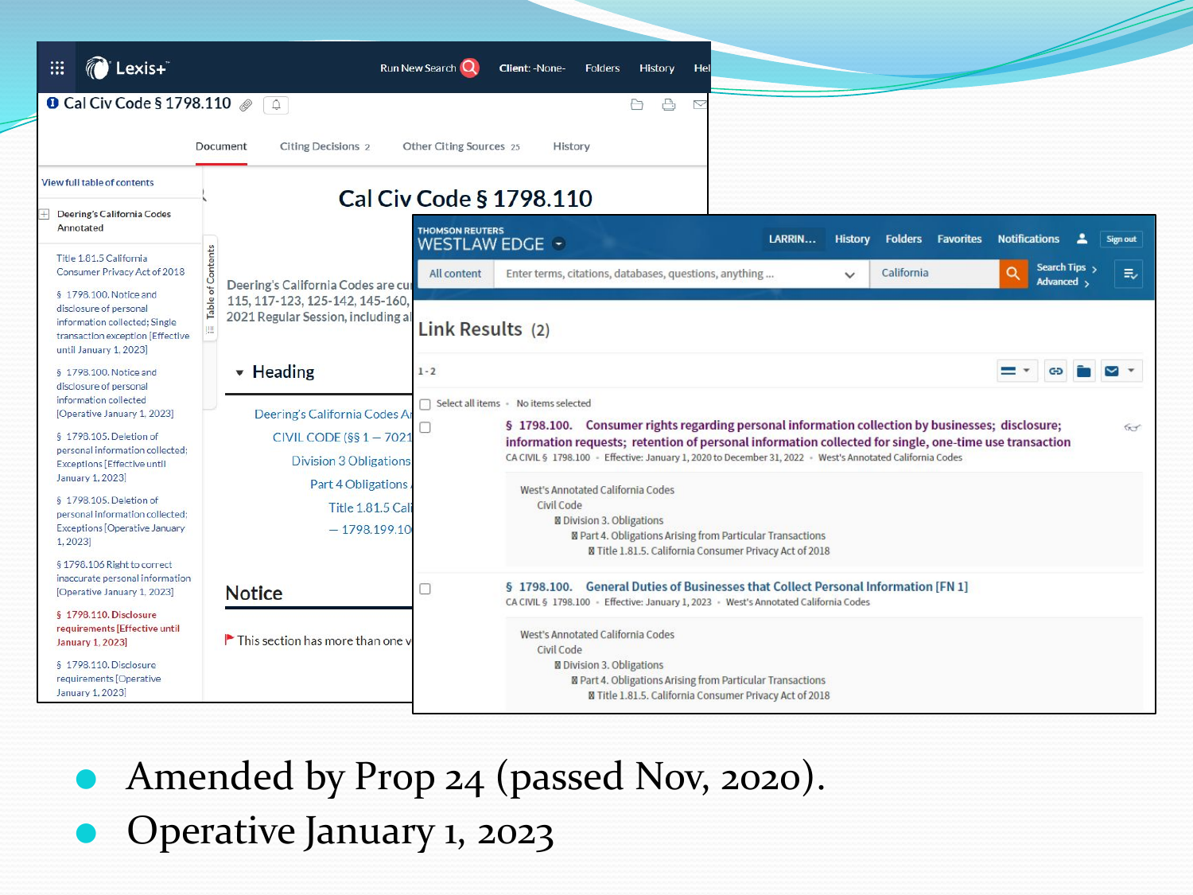- Amended by Prop 24 (passed Nov, 2020).
- Operative January 1, 2023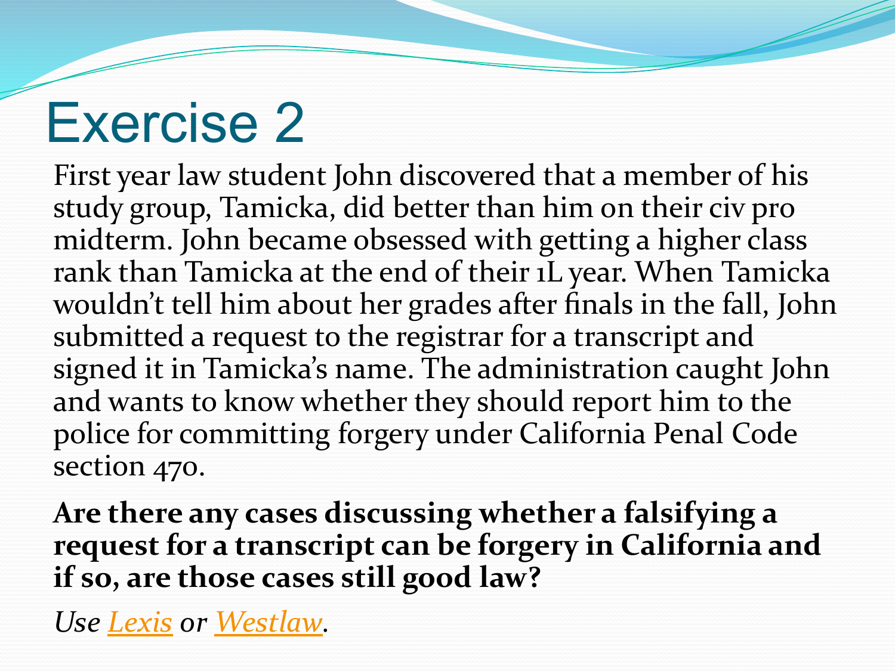# Exercise 2

First year law student John discovered that a member of his study group, Tamicka, did better than him on their civ pro midterm. John became obsessed with getting a higher class rank than Tamicka at the end of their 1L year. When Tamicka wouldn't tell him about her grades after finals in the fall, John submitted a request to the registrar for a transcript and signed it in Tamicka's name. The administration caught John and wants to know whether they should report him to the police for committing forgery under California Penal Code section 470.

**Are there any cases discussing whether a falsifying a request for a transcript can be forgery in California and if so, are those cases still good law?**

*Use [Lexis](Lexis) or [Westlaw](Westlaw).*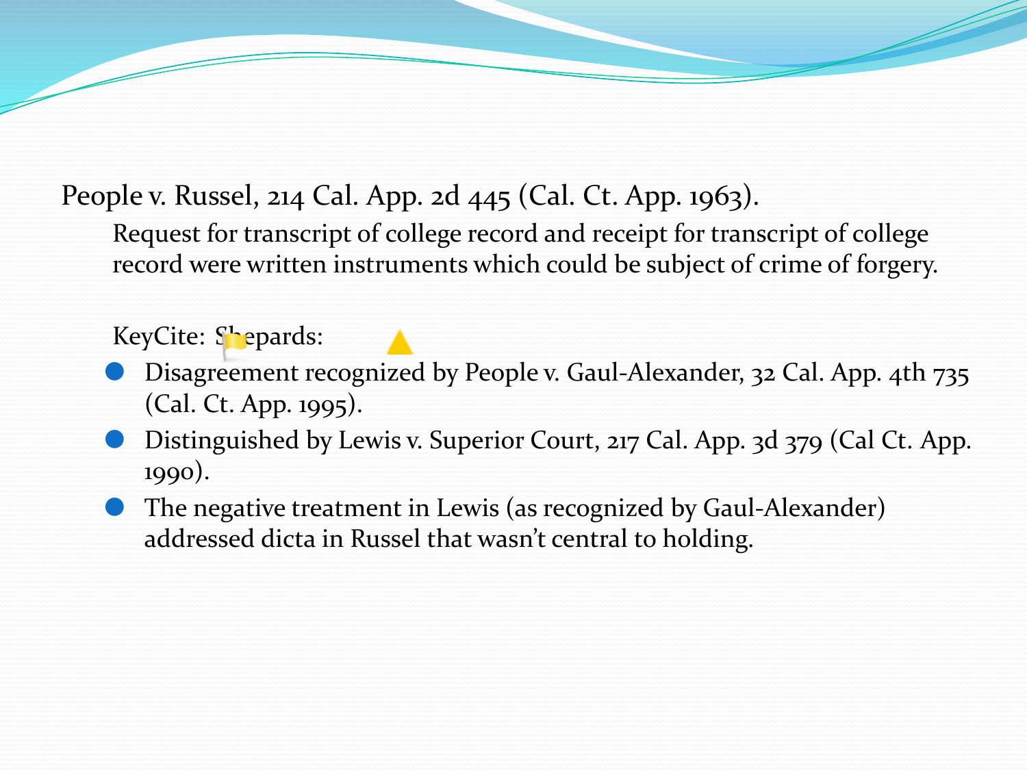People v. Russel, 214 Cal. App. 2d 445 (Cal. Ct. App. 1963).

Request for transcript of college record and receipt for transcript of college record were written instruments which could be subject of crime of forgery.

KeyCite: Shepards:

- Disagreement recognized by People v. Gaul-Alexander, 32 Cal. App. 4th 735 (Cal. Ct. App. 1995).
- Distinguished by Lewis v. Superior Court, 217 Cal. App. 3d 379 (Cal Ct. App. 1990).
- The negative treatment in Lewis (as recognized by Gaul-Alexander) addressed dicta in Russel that wasn't central to holding.